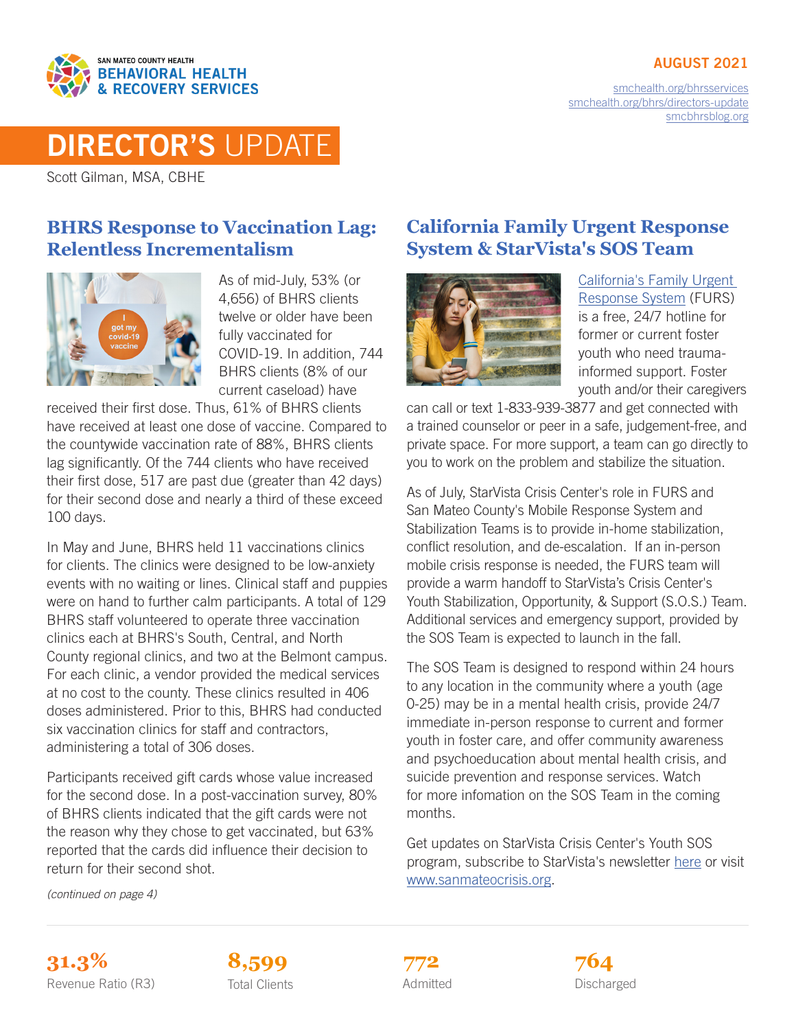SAN MATEO COUNTY HEALTH
BEHAVIORAL HEALTH & RECOVERY SERVICES

AUGUST 2021

[smchealth.org/bhrsservices](smchealth.org/bhrsservices)
[smchealth.org/bhrs/directors-update](smchealth.org/bhrs/directors-update)
[smcbhrsblog.org](smcbhrsblog.org)

# DIRECTOR'S UPDATE

Scott Gilman, MSA, CBHE

## BHRS Response to Vaccination Lag: Relentless Incrementalism

As of mid-July, 53% (or 4,656) of BHRS clients twelve or older have been fully vaccinated for COVID-19. In addition, 744 BHRS clients (8% of our current caseload) have received their first dose. Thus, 61% of BHRS clients have received at least one dose of vaccine. Compared to the countywide vaccination rate of 88%, BHRS clients lag significantly. Of the 744 clients who have received their first dose, 517 are past due (greater than 42 days) for their second dose and nearly a third of these exceed 100 days.

In May and June, BHRS held 11 vaccinations clinics for clients. The clinics were designed to be low-anxiety events with no waiting or lines. Clinical staff and puppies were on hand to further calm participants. A total of 129 BHRS staff volunteered to operate three vaccination clinics each at BHRS's South, Central, and North County regional clinics, and two at the Belmont campus. For each clinic, a vendor provided the medical services at no cost to the county. These clinics resulted in 406 doses administered. Prior to this, BHRS had conducted six vaccination clinics for staff and contractors, administering a total of 306 doses.

Participants received gift cards whose value increased for the second dose. In a post-vaccination survey, 80% of BHRS clients indicated that the gift cards were not the reason why they chose to get vaccinated, but 63% reported that the cards did influence their decision to return for their second shot.

*(continued on page 4)*

## California Family Urgent Response System & StarVista's SOS Team

[California's Family Urgent Response System](California's Family Urgent Response System) (FURS) is a free, 24/7 hotline for former or current foster youth who need trauma-informed support. Foster youth and/or their caregivers can call or text 1-833-939-3877 and get connected with a trained counselor or peer in a safe, judgement-free, and private space. For more support, a team can go directly to you to work on the problem and stabilize the situation.

As of July, StarVista Crisis Center's role in FURS and San Mateo County's Mobile Response System and Stabilization Teams is to provide in-home stabilization, conflict resolution, and de-escalation. If an in-person mobile crisis response is needed, the FURS team will provide a warm handoff to StarVista's Crisis Center's Youth Stabilization, Opportunity, & Support (S.O.S.) Team. Additional services and emergency support, provided by the SOS Team is expected to launch in the fall.

The SOS Team is designed to respond within 24 hours to any location in the community where a youth (age 0-25) may be in a mental health crisis, provide 24/7 immediate in-person response to current and former youth in foster care, and offer community awareness and psychoeducation about mental health crisis, and suicide prevention and response services. Watch for more infomation on the SOS Team in the coming months.

Get updates on StarVista Crisis Center's Youth SOS program, subscribe to StarVista's newsletter [here](here) or visit [www.sanmateocrisis.org](www.sanmateocrisis.org).

| 31.3% | 8,599 | 772 | 764 |
|---|---|---|---|
| Revenue Ratio (R3) | Total Clients | Admitted | Discharged |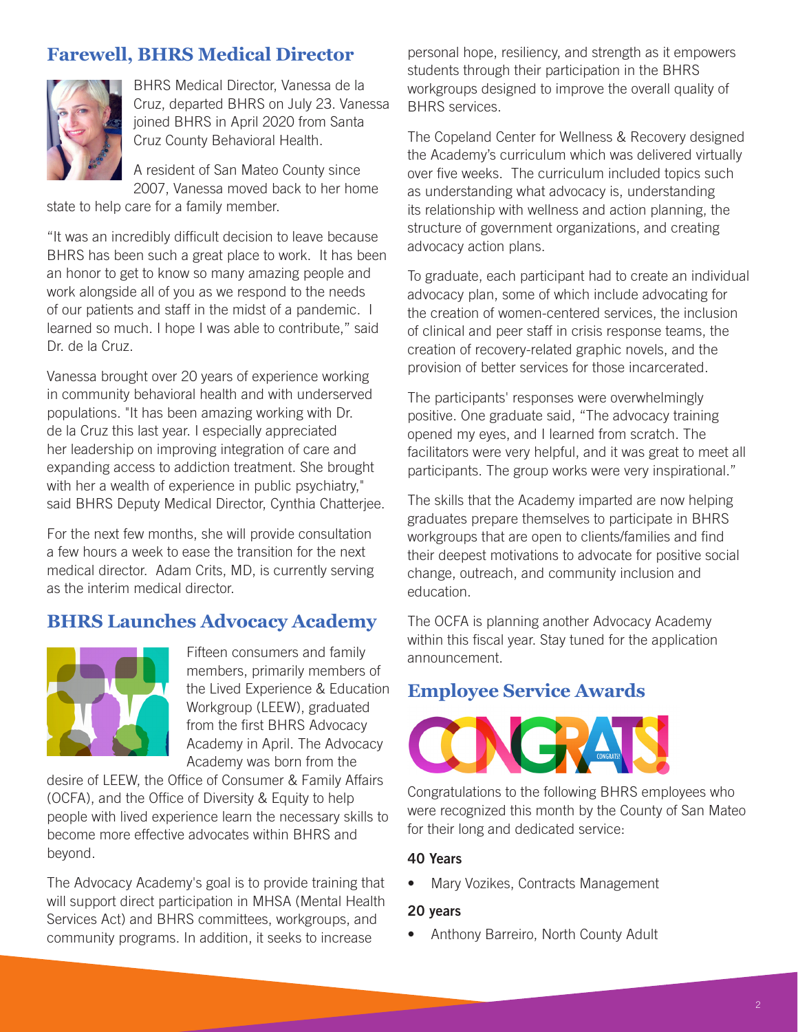## Farewell, BHRS Medical Director

BHRS Medical Director, Vanessa de la Cruz, departed BHRS on July 23. Vanessa joined BHRS in April 2020 from Santa Cruz County Behavioral Health.

A resident of San Mateo County since 2007, Vanessa moved back to her home state to help care for a family member.

"It was an incredibly difficult decision to leave because BHRS has been such a great place to work. It has been an honor to get to know so many amazing people and work alongside all of you as we respond to the needs of our patients and staff in the midst of a pandemic. I learned so much. I hope I was able to contribute," said Dr. de la Cruz.

Vanessa brought over 20 years of experience working in community behavioral health and with underserved populations. "It has been amazing working with Dr. de la Cruz this last year. I especially appreciated her leadership on improving integration of care and expanding access to addiction treatment. She brought with her a wealth of experience in public psychiatry," said BHRS Deputy Medical Director, Cynthia Chatterjee.

For the next few months, she will provide consultation a few hours a week to ease the transition for the next medical director. Adam Crits, MD, is currently serving as the interim medical director.

## BHRS Launches Advocacy Academy

Fifteen consumers and family members, primarily members of the Lived Experience & Education Workgroup (LEEW), graduated from the first BHRS Advocacy Academy in April. The Advocacy Academy was born from the desire of LEEW, the Office of Consumer & Family Affairs (OCFA), and the Office of Diversity & Equity to help people with lived experience learn the necessary skills to become more effective advocates within BHRS and beyond.

The Advocacy Academy's goal is to provide training that will support direct participation in MHSA (Mental Health Services Act) and BHRS committees, workgroups, and community programs. In addition, it seeks to increase personal hope, resiliency, and strength as it empowers students through their participation in the BHRS workgroups designed to improve the overall quality of BHRS services.

The Copeland Center for Wellness & Recovery designed the Academy's curriculum which was delivered virtually over five weeks. The curriculum included topics such as understanding what advocacy is, understanding its relationship with wellness and action planning, the structure of government organizations, and creating advocacy action plans.

To graduate, each participant had to create an individual advocacy plan, some of which include advocating for the creation of women-centered services, the inclusion of clinical and peer staff in crisis response teams, the creation of recovery-related graphic novels, and the provision of better services for those incarcerated.

The participants' responses were overwhelmingly positive. One graduate said, "The advocacy training opened my eyes, and I learned from scratch. The facilitators were very helpful, and it was great to meet all participants. The group works were very inspirational."

The skills that the Academy imparted are now helping graduates prepare themselves to participate in BHRS workgroups that are open to clients/families and find their deepest motivations to advocate for positive social change, outreach, and community inclusion and education.

The OCFA is planning another Advocacy Academy within this fiscal year. Stay tuned for the application announcement.

## Employee Service Awards

Congratulations to the following BHRS employees who were recognized this month by the County of San Mateo for their long and dedicated service:

**40 Years**

- Mary Vozikes, Contracts Management

**20 years**

- Anthony Barreiro, North County Adult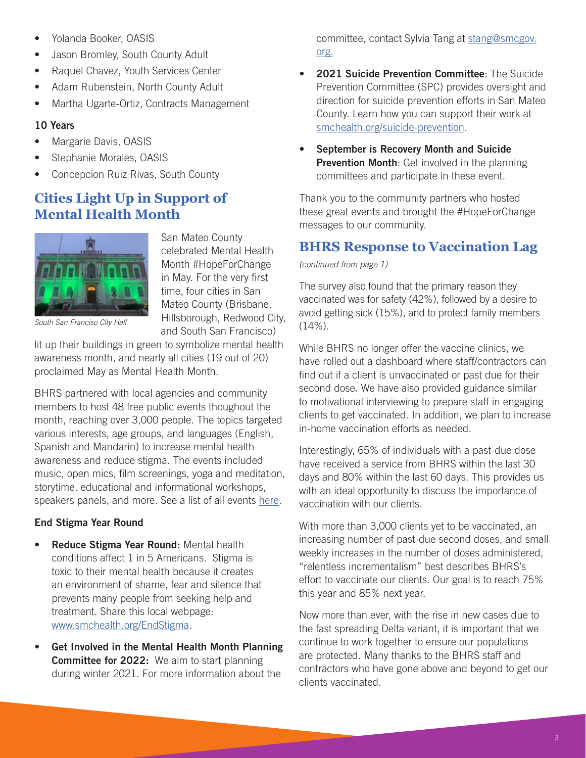- Yolanda Booker, OASIS
- Jason Bromley, South County Adult
- Raquel Chavez, Youth Services Center
- Adam Rubenstein, North County Adult
- Martha Ugarte-Ortiz, Contracts Management

**10 Years**

- Margarie Davis, OASIS
- Stephanie Morales, OASIS
- Concepcion Ruiz Rivas, South County

## Cities Light Up in Support of Mental Health Month

*South San Francisco City Hall*

San Mateo County celebrated Mental Health Month #HopeForChange in May. For the very first time, four cities in San Mateo County (Brisbane, Hillsborough, Redwood City, and South San Francisco) lit up their buildings in green to symbolize mental health awareness month, and nearly all cities (19 out of 20) proclaimed May as Mental Health Month.

BHRS partnered with local agencies and community members to host 48 free public events thoughout the month, reaching over 3,000 people. The topics targeted various interests, age groups, and languages (English, Spanish and Mandarin) to increase mental health awareness and reduce stigma. The events included music, open mics, film screenings, yoga and meditation, storytime, educational and informational workshops, speakers panels, and more. See a list of all events here.

**End Stigma Year Round**

- **Reduce Stigma Year Round:** Mental health conditions affect 1 in 5 Americans. Stigma is toxic to their mental health because it creates an environment of shame, fear and silence that prevents many people from seeking help and treatment. Share this local webpage: www.smchealth.org/EndStigma.
- **Get Involved in the Mental Health Month Planning Committee for 2022:** We aim to start planning during winter 2021. For more information about the committee, contact Sylvia Tang at stang@smcgov.org.
- **2021 Suicide Prevention Committee**: The Suicide Prevention Committee (SPC) provides oversight and direction for suicide prevention efforts in San Mateo County. Learn how you can support their work at smchealth.org/suicide-prevention.
- **September is Recovery Month and Suicide Prevention Month**: Get involved in the planning committees and participate in these event.

Thank you to the community partners who hosted these great events and brought the #HopeForChange messages to our community.

## BHRS Response to Vaccination Lag

*(continued from page 1)*

The survey also found that the primary reason they vaccinated was for safety (42%), followed by a desire to avoid getting sick (15%), and to protect family members (14%).

While BHRS no longer offer the vaccine clinics, we have rolled out a dashboard where staff/contractors can find out if a client is unvaccinated or past due for their second dose. We have also provided guidance similar to motivational interviewing to prepare staff in engaging clients to get vaccinated. In addition, we plan to increase in-home vaccination efforts as needed.

Interestingly, 65% of individuals with a past-due dose have received a service from BHRS within the last 30 days and 80% within the last 60 days. This provides us with an ideal opportunity to discuss the importance of vaccination with our clients.

With more than 3,000 clients yet to be vaccinated, an increasing number of past-due second doses, and small weekly increases in the number of doses administered, "relentless incrementalism" best describes BHRS's effort to vaccinate our clients. Our goal is to reach 75% this year and 85% next year.

Now more than ever, with the rise in new cases due to the fast spreading Delta variant, it is important that we continue to work together to ensure our populations are protected. Many thanks to the BHRS staff and contractors who have gone above and beyond to get our clients vaccinated.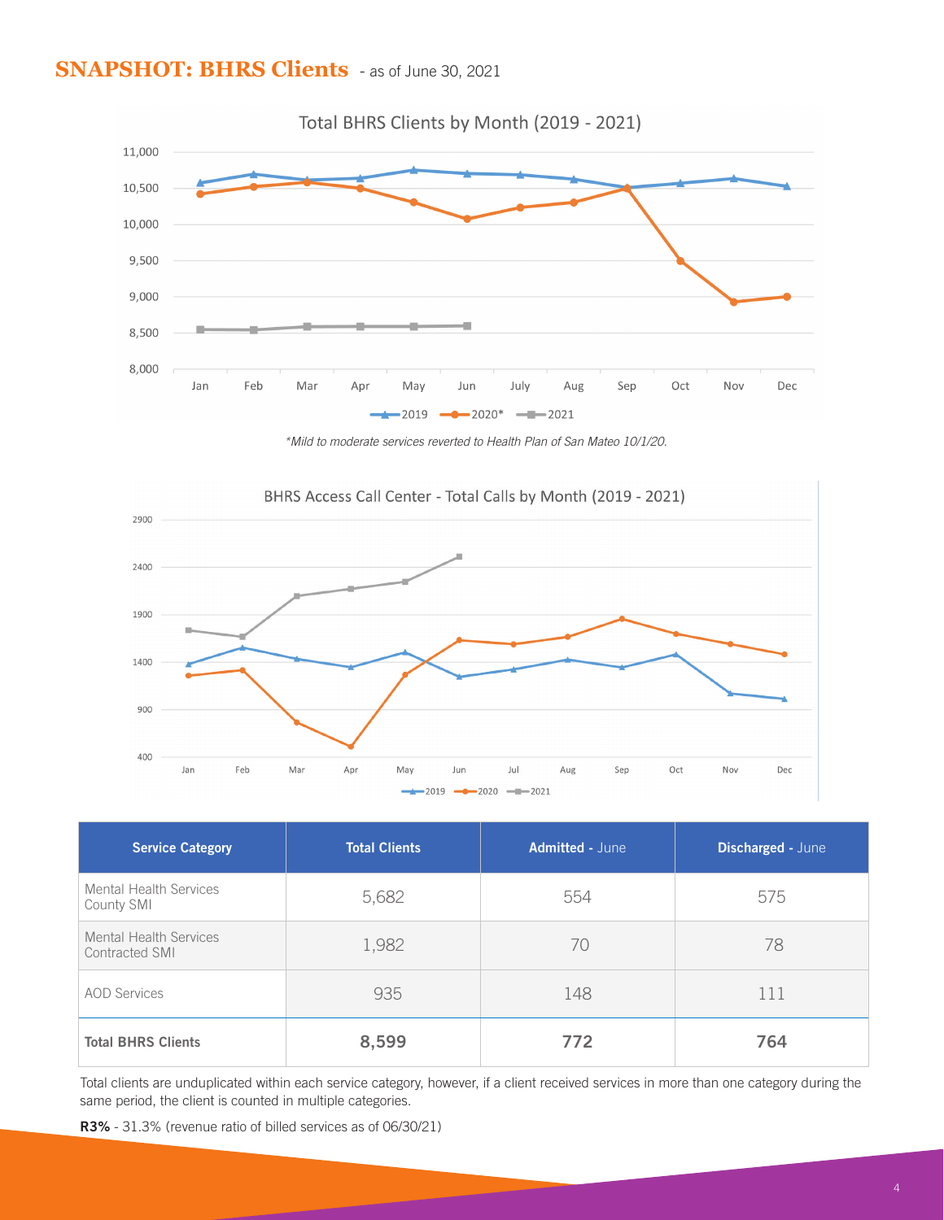## **SNAPSHOT: BHRS Clients** - as of June 30, 2021

Total BHRS Clients by Month (2019 - 2021)

11,000
10,500
10,000
9,500
9,000
8,500
8,000

Jan Feb Mar Apr May Jun July Aug Sep Oct Nov Dec

2019 2020* 2021

*\*Mild to moderate services reverted to Health Plan of San Mateo 10/1/20.*

BHRS Access Call Center - Total Calls by Month (2019 - 2021)

2900
2400
1900
1400
900
400

Jan Feb Mar Apr May Jun Jul Aug Sep Oct Nov Dec

2019 2020 2021

| Service Category | Total Clients | **Admitted** - June | **Discharged** - June |
|---|---|---|---|
| Mental Health Services County SMI | 5,682 | 554 | 575 |
| Mental Health Services Contracted SMI | 1,982 | 70 | 78 |
| AOD Services | 935 | 148 | 111 |
| **Total BHRS Clients** | **8,599** | **772** | **764** |

Total clients are unduplicated within each service category, however, if a client received services in more than one category during the same period, the client is counted in multiple categories.

**R3%** - 31.3% (revenue ratio of billed services as of 06/30/21)